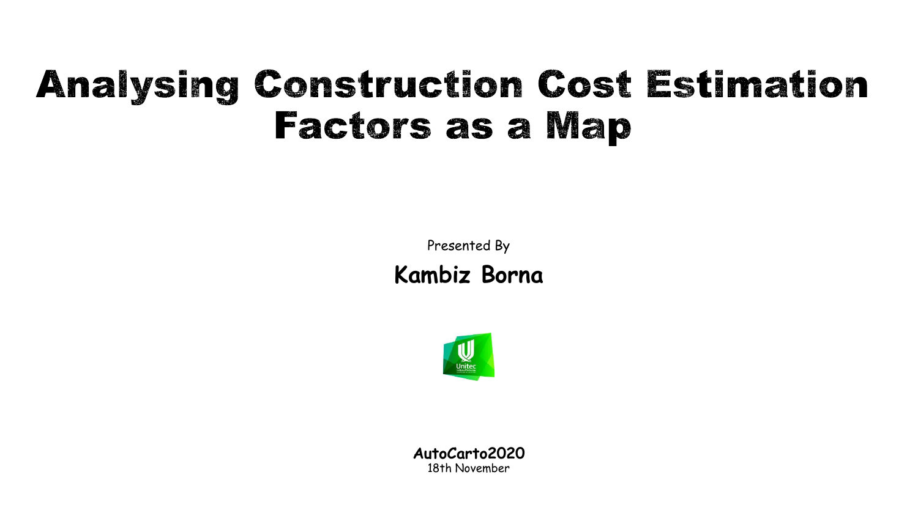# Analysing Construction Cost Estimation Factors as a Map

Presented By

**Kambiz Borna**

**AutoCarto2020**

18th November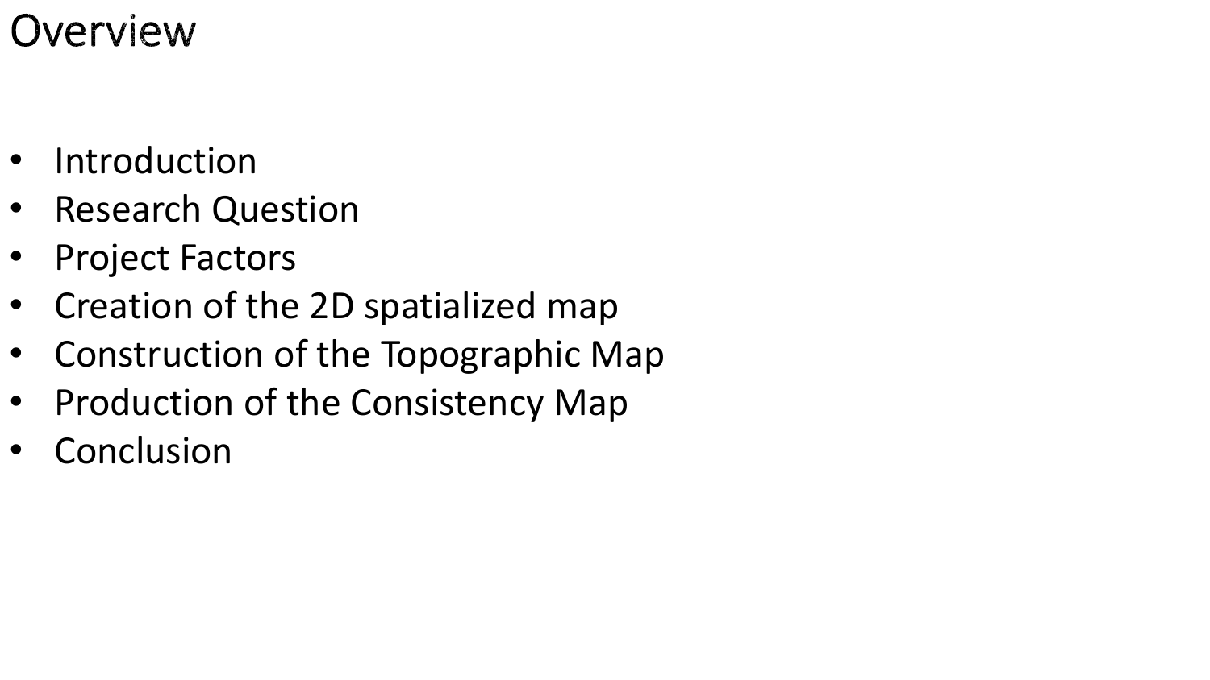# Overview

- Introduction
- Research Question
- Project Factors
- Creation of the 2D spatialized map
- Construction of the Topographic Map
- Production of the Consistency Map
- Conclusion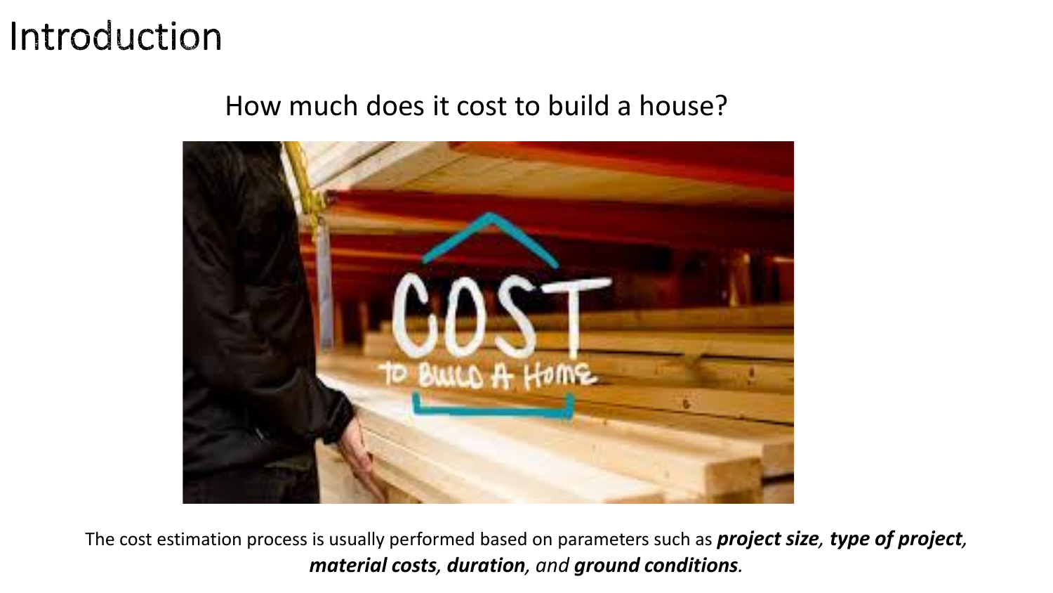# Introduction

How much does it cost to build a house?

The cost estimation process is usually performed based on parameters such as ***project size***, ***type of project***, ***material costs***, ***duration***, *and* ***ground conditions***.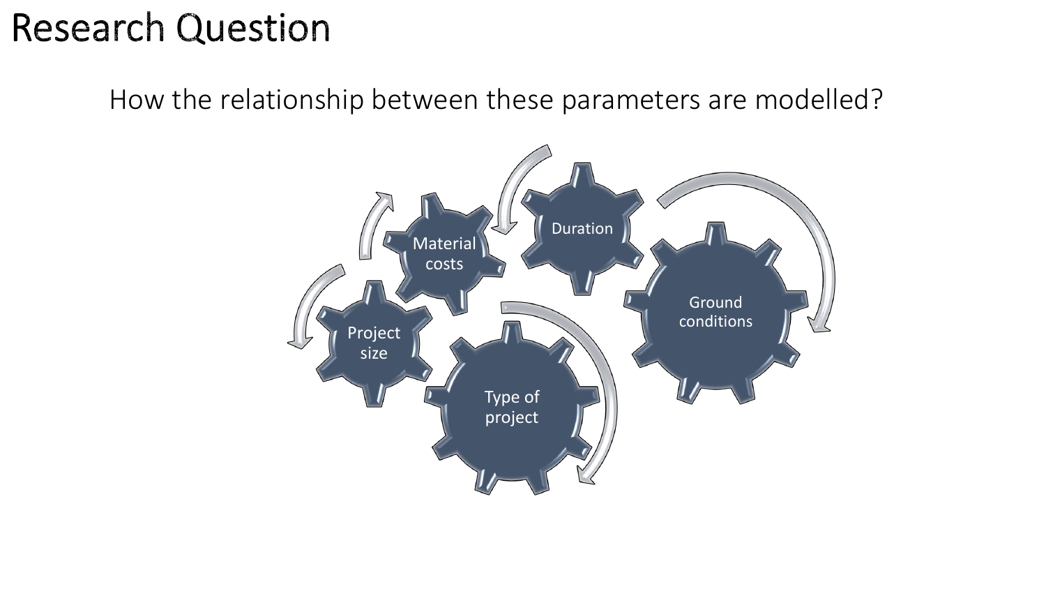# Research Question

How the relationship between these parameters are modelled?

Material costs

Duration

Project size

Ground conditions

Type of project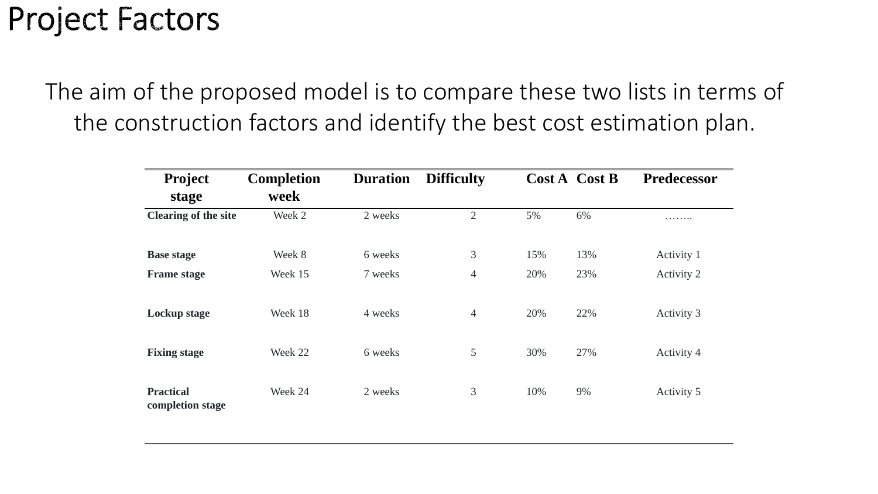# Project Factors

The aim of the proposed model is to compare these two lists in terms of the construction factors and identify the best cost estimation plan.

| Project stage | Completion week | Duration | Difficulty | Cost A | Cost B | Predecessor |
|---|---|---|---|---|---|---|
| **Clearing of the site** | Week 2 | 2 weeks | 2 | 5% | 6% | …….. |
| **Base stage** | Week 8 | 6 weeks | 3 | 15% | 13% | Activity 1 |
| **Frame stage** | Week 15 | 7 weeks | 4 | 20% | 23% | Activity 2 |
| **Lockup stage** | Week 18 | 4 weeks | 4 | 20% | 22% | Activity 3 |
| **Fixing stage** | Week 22 | 6 weeks | 5 | 30% | 27% | Activity 4 |
| **Practical completion stage** | Week 24 | 2 weeks | 3 | 10% | 9% | Activity 5 |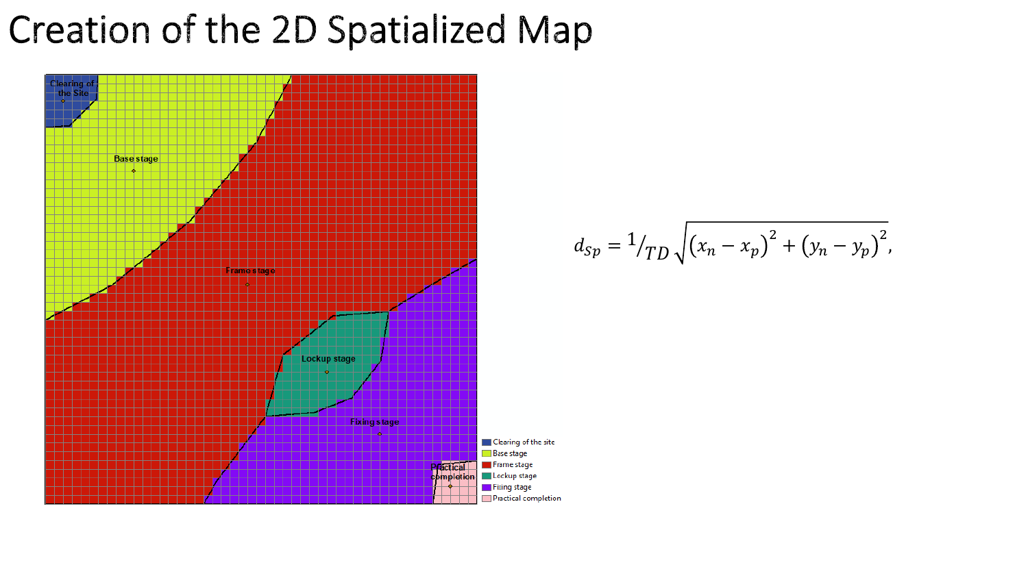# Creation of the 2D Spatialized Map

Clearing of the Site

Base stage

Frame stage

Lockup stage

Fixing stage

Practical completion

- Clearing of the site
- Base stage
- Frame stage
- Lockup stage
- Fixing stage
- Practical completion

$$d_{Sp} = {}^{1}/_{TD} \sqrt{\left(x_n - x_p\right)^2 + \left(y_n - y_p\right)^2},$$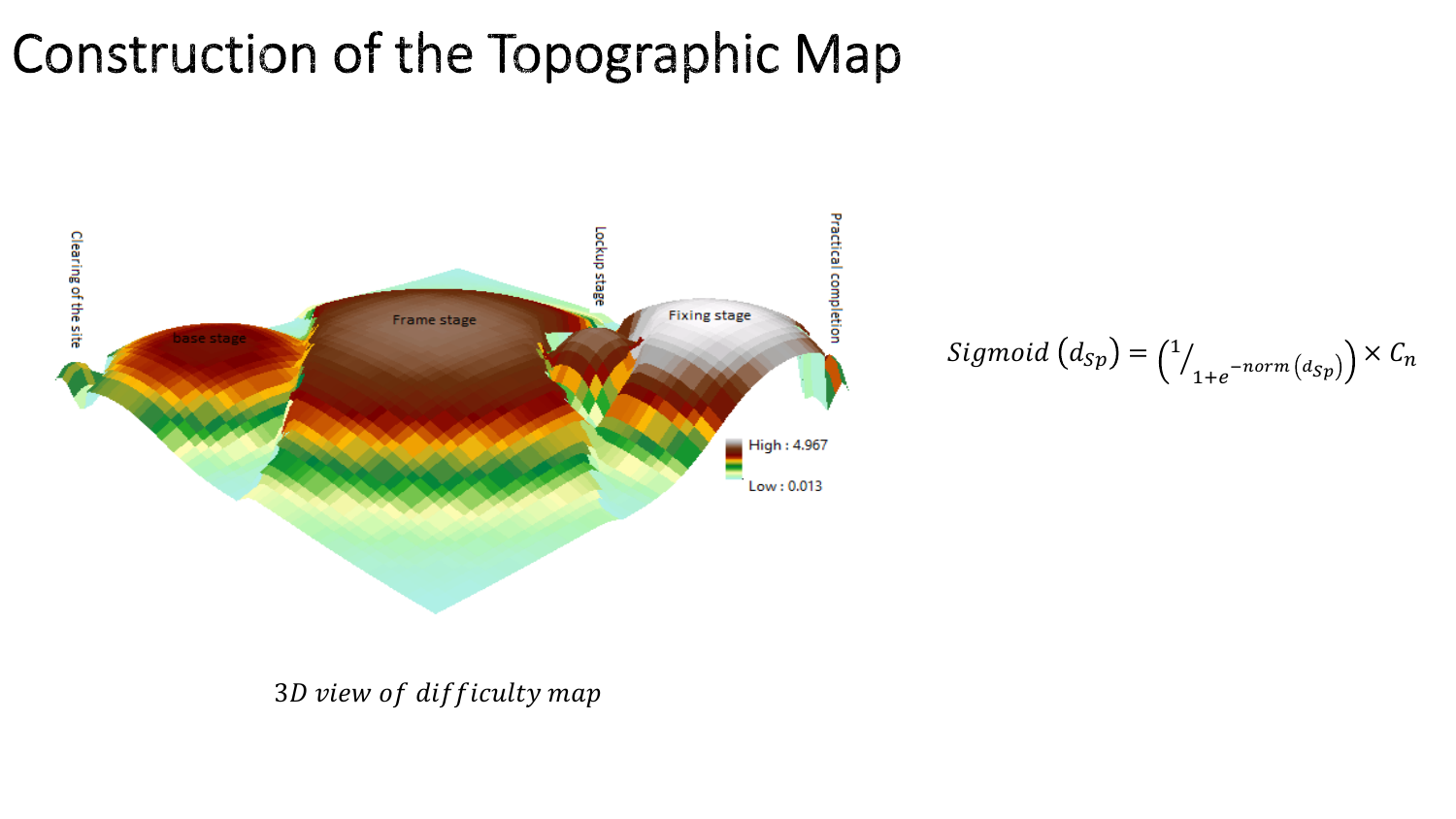# Construction of the Topographic Map

$$Sigmoid\left(d_{Sp}\right) = \left(1 \big/ _{1+e^{-norm\left(d_{Sp}\right)}}\right) \times C_n$$

*3D view of difficulty map*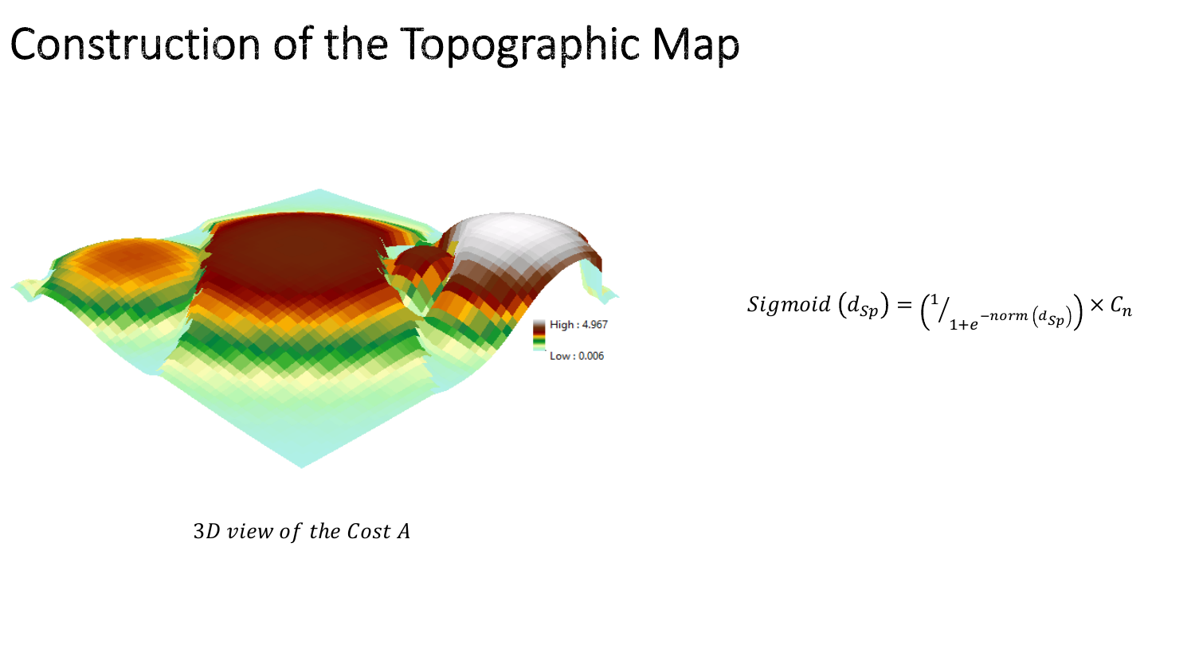# Construction of the Topographic Map

High : 4.967

Low : 0.006

*3D view of the Cost A*

$$Sigmoid\,(d_{Sp}) = \left( {}^{1}\!/_{1+e^{-norm\,(d_{Sp})}} \right) \times C_n$$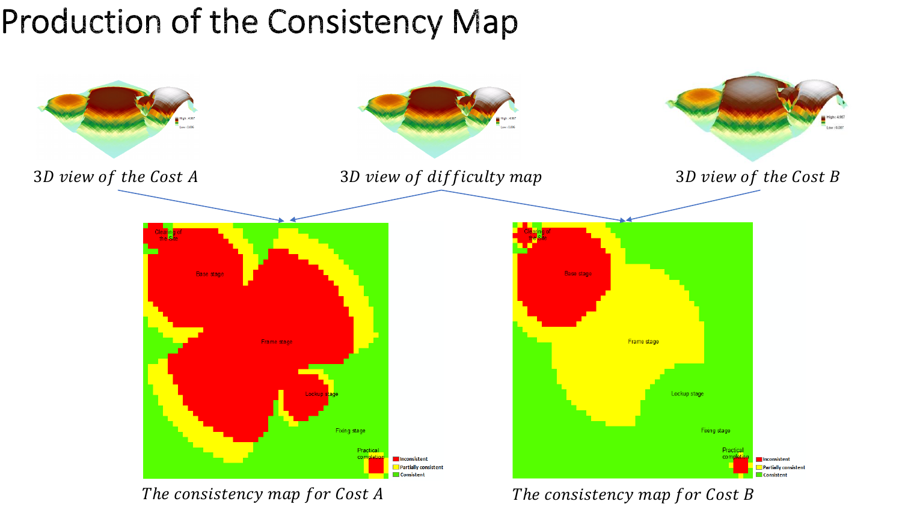# Production of the Consistency Map

*3D view of the Cost A*

*3D view of difficulty map*

*3D view of the Cost B*

*The consistency map for Cost A*

*The consistency map for Cost B*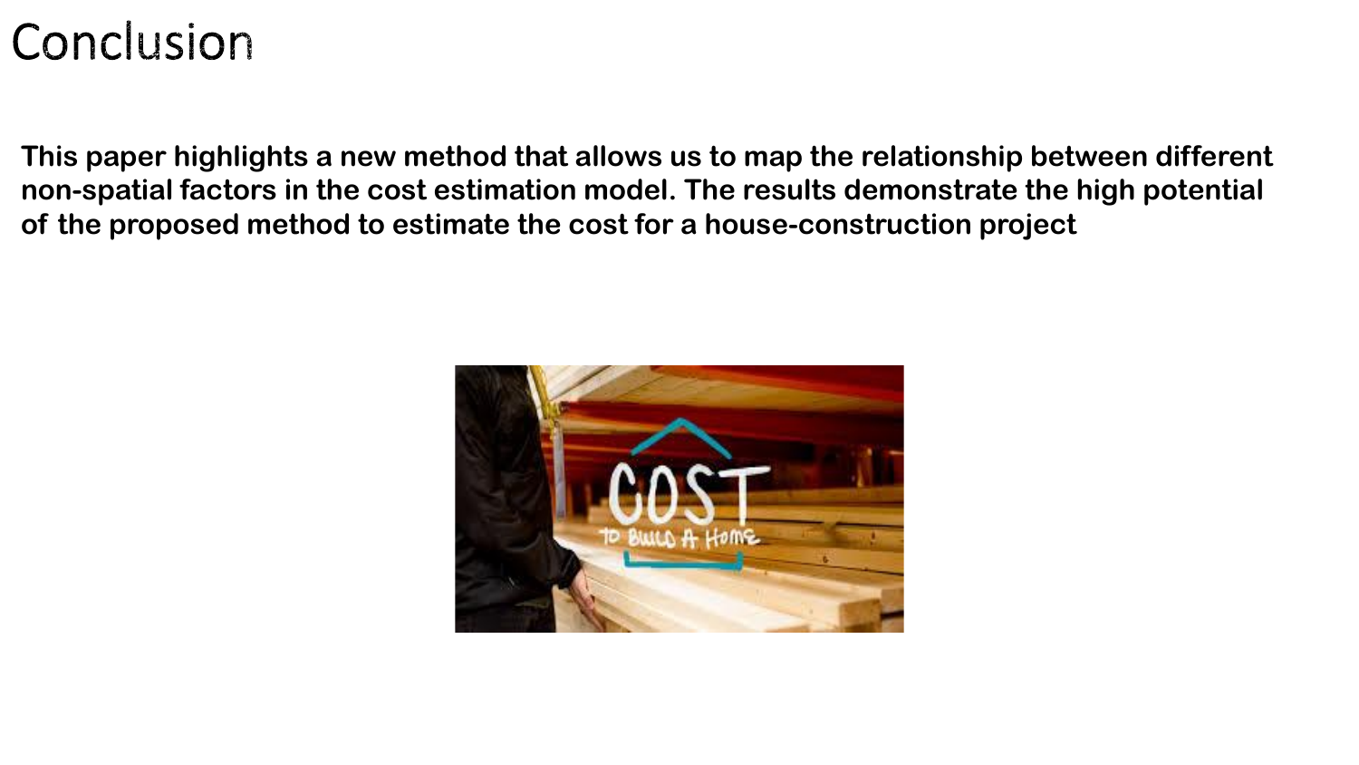# Conclusion

**This paper highlights a new method that allows us to map the relationship between different non-spatial factors in the cost estimation model. The results demonstrate the high potential of the proposed method to estimate the cost for a house-construction project**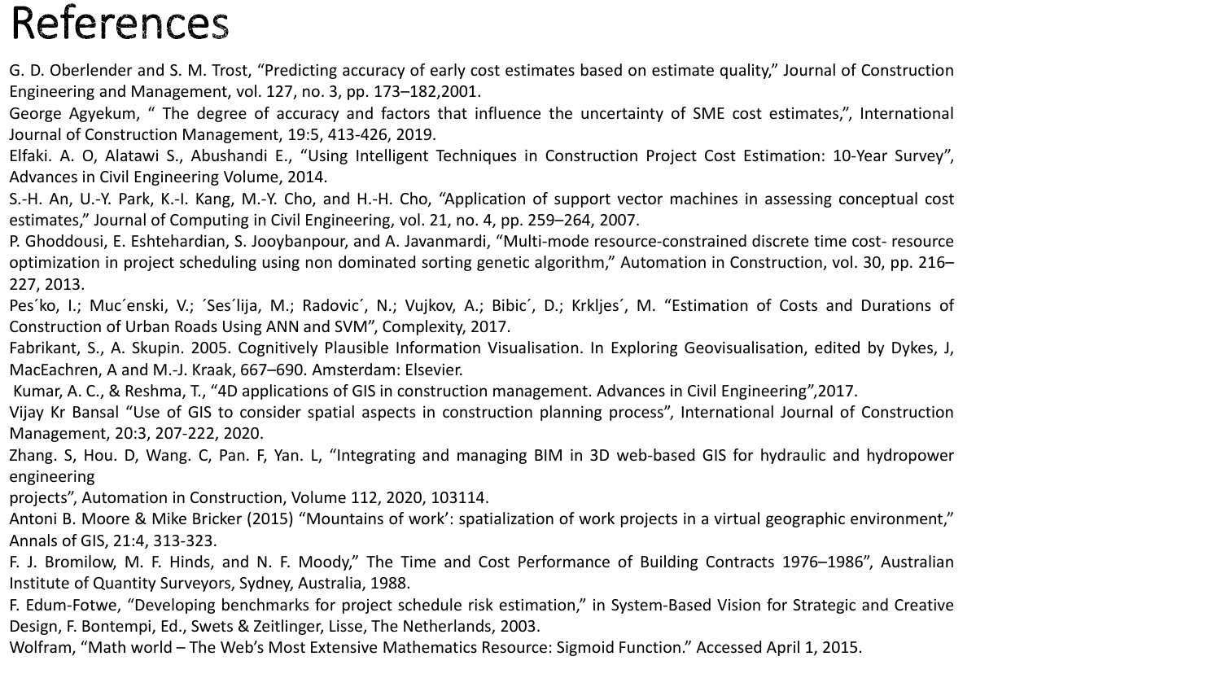# References

G. D. Oberlender and S. M. Trost, "Predicting accuracy of early cost estimates based on estimate quality," Journal of Construction Engineering and Management, vol. 127, no. 3, pp. 173–182,2001.

George Agyekum, " The degree of accuracy and factors that influence the uncertainty of SME cost estimates,", International Journal of Construction Management, 19:5, 413-426, 2019.

Elfaki. A. O, Alatawi S., Abushandi E., "Using Intelligent Techniques in Construction Project Cost Estimation: 10-Year Survey", Advances in Civil Engineering Volume, 2014.

S.-H. An, U.-Y. Park, K.-I. Kang, M.-Y. Cho, and H.-H. Cho, "Application of support vector machines in assessing conceptual cost estimates," Journal of Computing in Civil Engineering, vol. 21, no. 4, pp. 259–264, 2007.

P. Ghoddousi, E. Eshtehardian, S. Jooybanpour, and A. Javanmardi, "Multi-mode resource-constrained discrete time cost- resource optimization in project scheduling using non dominated sorting genetic algorithm," Automation in Construction, vol. 30, pp. 216–227, 2013.

Pes´ko, I.; Muc´enski, V.; ´Ses´lija, M.; Radovic´, N.; Vujkov, A.; Bibic´, D.; Krkljes´, M. "Estimation of Costs and Durations of Construction of Urban Roads Using ANN and SVM", Complexity, 2017.

Fabrikant, S., A. Skupin. 2005. Cognitively Plausible Information Visualisation. In Exploring Geovisualisation, edited by Dykes, J, MacEachren, A and M.-J. Kraak, 667–690. Amsterdam: Elsevier.

Kumar, A. C., & Reshma, T., "4D applications of GIS in construction management. Advances in Civil Engineering",2017.

Vijay Kr Bansal "Use of GIS to consider spatial aspects in construction planning process", International Journal of Construction Management, 20:3, 207-222, 2020.

Zhang. S, Hou. D, Wang. C, Pan. F, Yan. L, "Integrating and managing BIM in 3D web-based GIS for hydraulic and hydropower engineering
projects", Automation in Construction, Volume 112, 2020, 103114.

Antoni B. Moore & Mike Bricker (2015) "Mountains of work': spatialization of work projects in a virtual geographic environment," Annals of GIS, 21:4, 313-323.

F. J. Bromilow, M. F. Hinds, and N. F. Moody," The Time and Cost Performance of Building Contracts 1976–1986", Australian Institute of Quantity Surveyors, Sydney, Australia, 1988.

F. Edum-Fotwe, "Developing benchmarks for project schedule risk estimation," in System-Based Vision for Strategic and Creative Design, F. Bontempi, Ed., Swets & Zeitlinger, Lisse, The Netherlands, 2003.

Wolfram, "Math world – The Web's Most Extensive Mathematics Resource: Sigmoid Function." Accessed April 1, 2015.